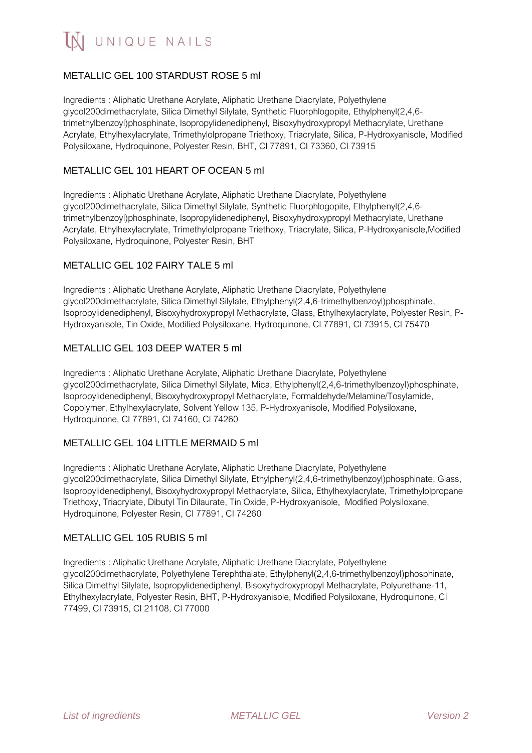## METALLIC GEL 100 STARDUST ROSE 5 ml

Ingredients : Aliphatic Urethane Acrylate, Aliphatic Urethane Diacrylate, Polyethylene glycol200dimethacrylate, Silica Dimethyl Silylate, Synthetic Fluorphlogopite, Ethylphenyl(2,4,6-trimethylbenzoyl)phosphinate, Isopropylidenediphenyl, Bisoxyhydroxypropyl Methacrylate, Urethane Acrylate, Ethylhexylacrylate, Trimethylolpropane Triethoxy, Triacrylate, Silica, P-Hydroxyanisole, Modified Polysiloxane, Hydroquinone, Polyester Resin, BHT, CI 77891, CI 73360, CI 73915

## METALLIC GEL 101 HEART OF OCEAN 5 ml

Ingredients : Aliphatic Urethane Acrylate, Aliphatic Urethane Diacrylate, Polyethylene glycol200dimethacrylate, Silica Dimethyl Silylate, Synthetic Fluorphlogopite, Ethylphenyl(2,4,6-trimethylbenzoyl)phosphinate, Isopropylidenediphenyl, Bisoxyhydroxypropyl Methacrylate, Urethane Acrylate, Ethylhexylacrylate, Trimethylolpropane Triethoxy, Triacrylate, Silica, P-Hydroxyanisole,Modified Polysiloxane, Hydroquinone, Polyester Resin, BHT

## METALLIC GEL 102 FAIRY TALE 5 ml

Ingredients : Aliphatic Urethane Acrylate, Aliphatic Urethane Diacrylate, Polyethylene glycol200dimethacrylate, Silica Dimethyl Silylate, Ethylphenyl(2,4,6-trimethylbenzoyl)phosphinate, Isopropylidenediphenyl, Bisoxyhydroxypropyl Methacrylate, Glass, Ethylhexylacrylate, Polyester Resin, P-Hydroxyanisole, Tin Oxide, Modified Polysiloxane, Hydroquinone, CI 77891, CI 73915, CI 75470

## METALLIC GEL 103 DEEP WATER 5 ml

Ingredients : Aliphatic Urethane Acrylate, Aliphatic Urethane Diacrylate, Polyethylene glycol200dimethacrylate, Silica Dimethyl Silylate, Mica, Ethylphenyl(2,4,6-trimethylbenzoyl)phosphinate, Isopropylidenediphenyl, Bisoxyhydroxypropyl Methacrylate, Formaldehyde/Melamine/Tosylamide, Copolymer, Ethylhexylacrylate, Solvent Yellow 135, P-Hydroxyanisole, Modified Polysiloxane, Hydroquinone, CI 77891, CI 74160, CI 74260

## METALLIC GEL 104 LITTLE MERMAID 5 ml

Ingredients : Aliphatic Urethane Acrylate, Aliphatic Urethane Diacrylate, Polyethylene glycol200dimethacrylate, Silica Dimethyl Silylate, Ethylphenyl(2,4,6-trimethylbenzoyl)phosphinate, Glass, Isopropylidenediphenyl, Bisoxyhydroxypropyl Methacrylate, Silica, Ethylhexylacrylate, Trimethylolpropane Triethoxy, Triacrylate, Dibutyl Tin Dilaurate, Tin Oxide, P-Hydroxyanisole, Modified Polysiloxane, Hydroquinone, Polyester Resin, CI 77891, CI 74260

## METALLIC GEL 105 RUBIS 5 ml

Ingredients : Aliphatic Urethane Acrylate, Aliphatic Urethane Diacrylate, Polyethylene glycol200dimethacrylate, Polyethylene Terephthalate, Ethylphenyl(2,4,6-trimethylbenzoyl)phosphinate, Silica Dimethyl Silylate, Isopropylidenediphenyl, Bisoxyhydroxypropyl Methacrylate, Polyurethane-11, Ethylhexylacrylate, Polyester Resin, BHT, P-Hydroxyanisole, Modified Polysiloxane, Hydroquinone, CI 77499, CI 73915, CI 21108, CI 77000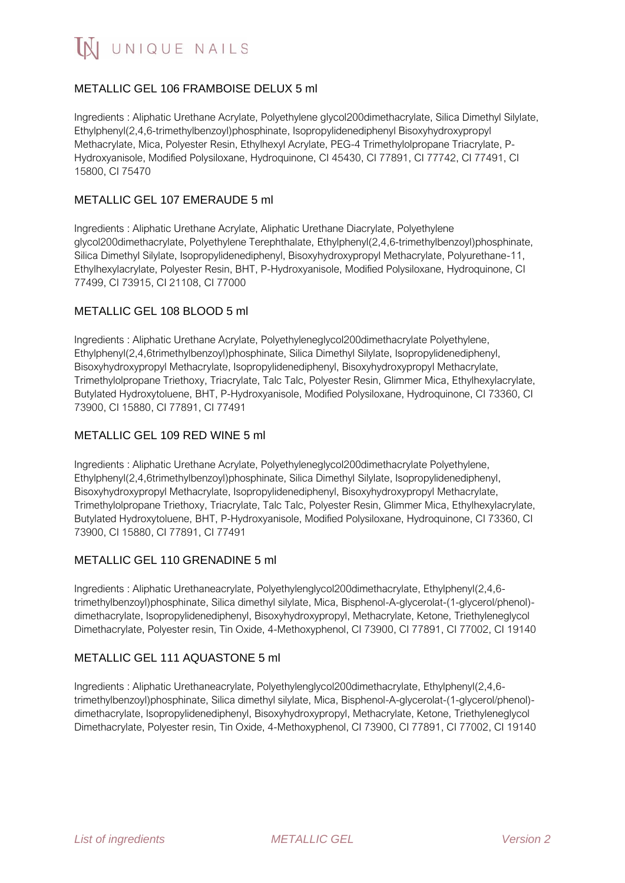### METALLIC GEL 106 FRAMBOISE DELUX 5 ml

Ingredients : Aliphatic Urethane Acrylate, Polyethylene glycol200dimethacrylate, Silica Dimethyl Silylate, Ethylphenyl(2,4,6-trimethylbenzoyl)phosphinate, Isopropylidenediphenyl Bisoxyhydroxypropyl Methacrylate, Mica, Polyester Resin, Ethylhexyl Acrylate, PEG-4 Trimethylolpropane Triacrylate, P-Hydroxyanisole, Modified Polysiloxane, Hydroquinone, CI 45430, CI 77891, CI 77742, CI 77491, CI 15800, CI 75470

### METALLIC GEL 107 EMERAUDE 5 ml

Ingredients : Aliphatic Urethane Acrylate, Aliphatic Urethane Diacrylate, Polyethylene glycol200dimethacrylate, Polyethylene Terephthalate, Ethylphenyl(2,4,6-trimethylbenzoyl)phosphinate, Silica Dimethyl Silylate, Isopropylidenediphenyl, Bisoxyhydroxypropyl Methacrylate, Polyurethane-11, Ethylhexylacrylate, Polyester Resin, BHT, P-Hydroxyanisole, Modified Polysiloxane, Hydroquinone, CI 77499, CI 73915, CI 21108, CI 77000

### METALLIC GEL 108 BLOOD 5 ml

Ingredients : Aliphatic Urethane Acrylate, Polyethyleneglycol200dimethacrylate Polyethylene, Ethylphenyl(2,4,6trimethylbenzoyl)phosphinate, Silica Dimethyl Silylate, Isopropylidenediphenyl, Bisoxyhydroxypropyl Methacrylate, Isopropylidenediphenyl, Bisoxyhydroxypropyl Methacrylate, Trimethylolpropane Triethoxy, Triacrylate, Talc Talc, Polyester Resin, Glimmer Mica, Ethylhexylacrylate, Butylated Hydroxytoluene, BHT, P-Hydroxyanisole, Modified Polysiloxane, Hydroquinone, CI 73360, CI 73900, CI 15880, CI 77891, CI 77491

### METALLIC GEL 109 RED WINE 5 ml

Ingredients : Aliphatic Urethane Acrylate, Polyethyleneglycol200dimethacrylate Polyethylene, Ethylphenyl(2,4,6trimethylbenzoyl)phosphinate, Silica Dimethyl Silylate, Isopropylidenediphenyl, Bisoxyhydroxypropyl Methacrylate, Isopropylidenediphenyl, Bisoxyhydroxypropyl Methacrylate, Trimethylolpropane Triethoxy, Triacrylate, Talc Talc, Polyester Resin, Glimmer Mica, Ethylhexylacrylate, Butylated Hydroxytoluene, BHT, P-Hydroxyanisole, Modified Polysiloxane, Hydroquinone, CI 73360, CI 73900, CI 15880, CI 77891, CI 77491

### METALLIC GEL 110 GRENADINE 5 ml

Ingredients : Aliphatic Urethaneacrylate, Polyethylenglycol200dimethacrylate, Ethylphenyl(2,4,6-trimethylbenzoyl)phosphinate, Silica dimethyl silylate, Mica, Bisphenol-A-glycerolat-(1-glycerol/phenol)-dimethacrylate, Isopropylidenediphenyl, Bisoxyhydroxypropyl, Methacrylate, Ketone, Triethyleneglycol Dimethacrylate, Polyester resin, Tin Oxide, 4-Methoxyphenol, CI 73900, CI 77891, CI 77002, CI 19140

### METALLIC GEL 111 AQUASTONE 5 ml

Ingredients : Aliphatic Urethaneacrylate, Polyethylenglycol200dimethacrylate, Ethylphenyl(2,4,6-trimethylbenzoyl)phosphinate, Silica dimethyl silylate, Mica, Bisphenol-A-glycerolat-(1-glycerol/phenol)-dimethacrylate, Isopropylidenediphenyl, Bisoxyhydroxypropyl, Methacrylate, Ketone, Triethyleneglycol Dimethacrylate, Polyester resin, Tin Oxide, 4-Methoxyphenol, CI 73900, CI 77891, CI 77002, CI 19140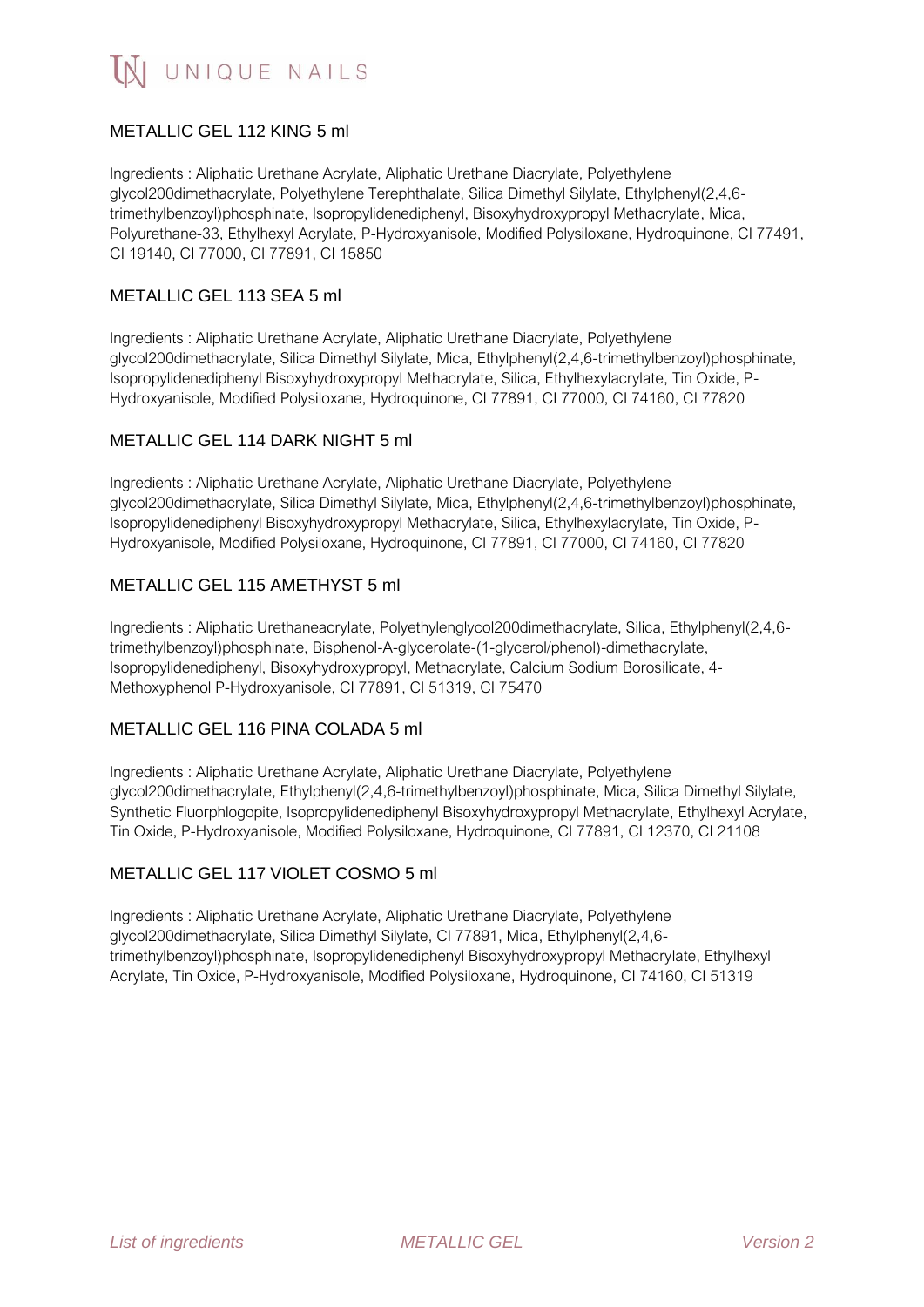## METALLIC GEL 112 KING 5 ml

Ingredients : Aliphatic Urethane Acrylate, Aliphatic Urethane Diacrylate, Polyethylene glycol200dimethacrylate, Polyethylene Terephthalate, Silica Dimethyl Silylate, Ethylphenyl(2,4,6-trimethylbenzoyl)phosphinate, Isopropylidenediphenyl, Bisoxyhydroxypropyl Methacrylate, Mica, Polyurethane-33, Ethylhexyl Acrylate, P-Hydroxyanisole, Modified Polysiloxane, Hydroquinone, CI 77491, CI 19140, CI 77000, CI 77891, CI 15850

## METALLIC GEL 113 SEA 5 ml

Ingredients : Aliphatic Urethane Acrylate, Aliphatic Urethane Diacrylate, Polyethylene glycol200dimethacrylate, Silica Dimethyl Silylate, Mica, Ethylphenyl(2,4,6-trimethylbenzoyl)phosphinate, Isopropylidenediphenyl Bisoxyhydroxypropyl Methacrylate, Silica, Ethylhexylacrylate, Tin Oxide, P-Hydroxyanisole, Modified Polysiloxane, Hydroquinone, CI 77891, CI 77000, CI 74160, CI 77820

## METALLIC GEL 114 DARK NIGHT 5 ml

Ingredients : Aliphatic Urethane Acrylate, Aliphatic Urethane Diacrylate, Polyethylene glycol200dimethacrylate, Silica Dimethyl Silylate, Mica, Ethylphenyl(2,4,6-trimethylbenzoyl)phosphinate, Isopropylidenediphenyl Bisoxyhydroxypropyl Methacrylate, Silica, Ethylhexylacrylate, Tin Oxide, P-Hydroxyanisole, Modified Polysiloxane, Hydroquinone, CI 77891, CI 77000, CI 74160, CI 77820

## METALLIC GEL 115 AMETHYST 5 ml

Ingredients : Aliphatic Urethaneacrylate, Polyethylenglycol200dimethacrylate, Silica, Ethylphenyl(2,4,6-trimethylbenzoyl)phosphinate, Bisphenol-A-glycerolate-(1-glycerol/phenol)-dimethacrylate, Isopropylidenediphenyl, Bisoxyhydroxypropyl, Methacrylate, Calcium Sodium Borosilicate, 4-Methoxyphenol P-Hydroxyanisole, CI 77891, CI 51319, CI 75470

## METALLIC GEL 116 PINA COLADA 5 ml

Ingredients : Aliphatic Urethane Acrylate, Aliphatic Urethane Diacrylate, Polyethylene glycol200dimethacrylate, Ethylphenyl(2,4,6-trimethylbenzoyl)phosphinate, Mica, Silica Dimethyl Silylate, Synthetic Fluorphlogopite, Isopropylidenediphenyl Bisoxyhydroxypropyl Methacrylate, Ethylhexyl Acrylate, Tin Oxide, P-Hydroxyanisole, Modified Polysiloxane, Hydroquinone, CI 77891, CI 12370, CI 21108

## METALLIC GEL 117 VIOLET COSMO 5 ml

Ingredients : Aliphatic Urethane Acrylate, Aliphatic Urethane Diacrylate, Polyethylene glycol200dimethacrylate, Silica Dimethyl Silylate, CI 77891, Mica, Ethylphenyl(2,4,6-trimethylbenzoyl)phosphinate, Isopropylidenediphenyl Bisoxyhydroxypropyl Methacrylate, Ethylhexyl Acrylate, Tin Oxide, P-Hydroxyanisole, Modified Polysiloxane, Hydroquinone, CI 74160, CI 51319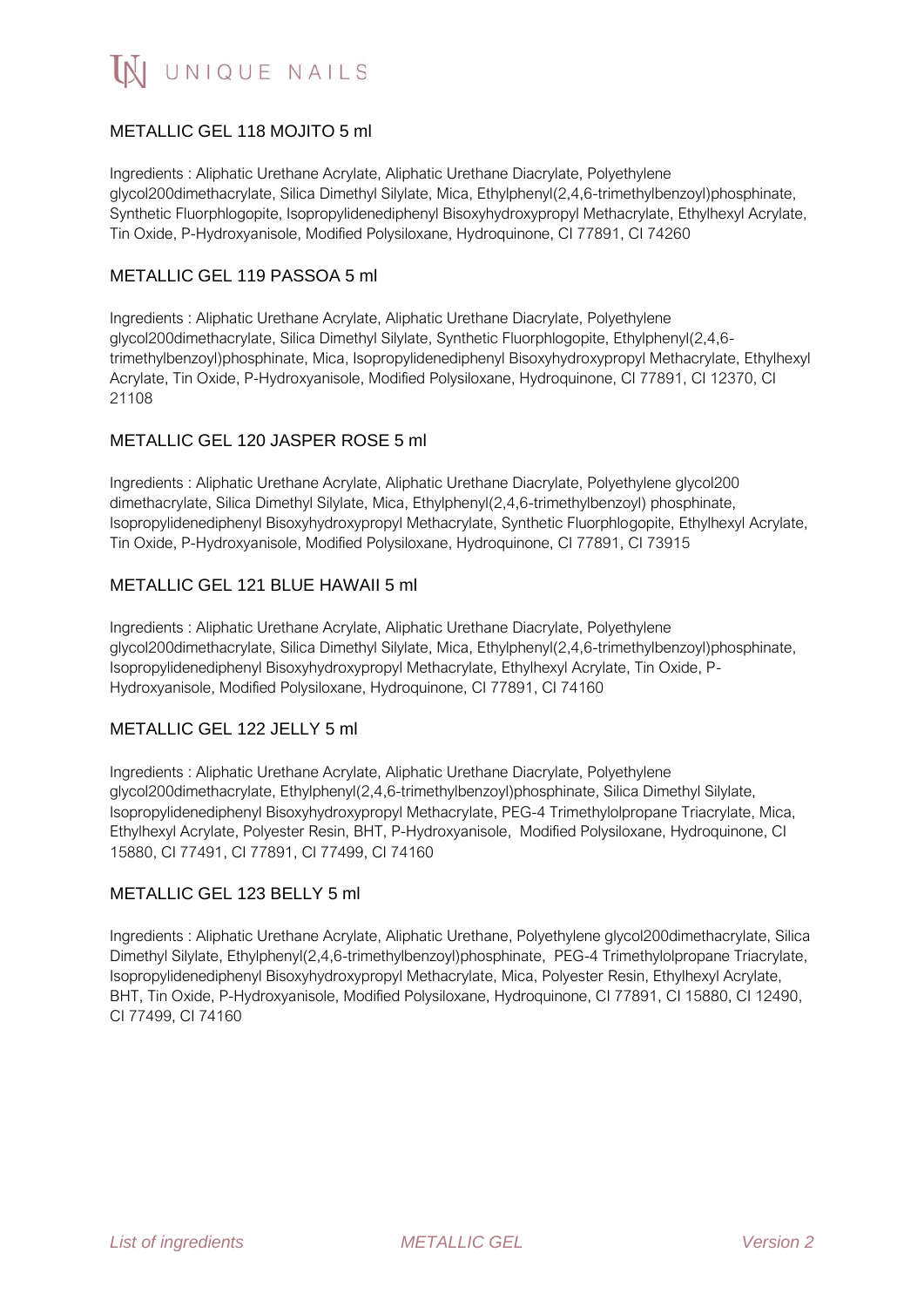## METALLIC GEL 118 MOJITO 5 ml

Ingredients : Aliphatic Urethane Acrylate, Aliphatic Urethane Diacrylate, Polyethylene glycol200dimethacrylate, Silica Dimethyl Silylate, Mica, Ethylphenyl(2,4,6-trimethylbenzoyl)phosphinate, Synthetic Fluorphlogopite, Isopropylidenediphenyl Bisoxyhydroxypropyl Methacrylate, Ethylhexyl Acrylate, Tin Oxide, P-Hydroxyanisole, Modified Polysiloxane, Hydroquinone, CI 77891, CI 74260

## METALLIC GEL 119 PASSOA 5 ml

Ingredients : Aliphatic Urethane Acrylate, Aliphatic Urethane Diacrylate, Polyethylene glycol200dimethacrylate, Silica Dimethyl Silylate, Synthetic Fluorphlogopite, Ethylphenyl(2,4,6-trimethylbenzoyl)phosphinate, Mica, Isopropylidenediphenyl Bisoxyhydroxypropyl Methacrylate, Ethylhexyl Acrylate, Tin Oxide, P-Hydroxyanisole, Modified Polysiloxane, Hydroquinone, CI 77891, CI 12370, CI 21108

## METALLIC GEL 120 JASPER ROSE 5 ml

Ingredients : Aliphatic Urethane Acrylate, Aliphatic Urethane Diacrylate, Polyethylene glycol200 dimethacrylate, Silica Dimethyl Silylate, Mica, Ethylphenyl(2,4,6-trimethylbenzoyl) phosphinate, Isopropylidenediphenyl Bisoxyhydroxypropyl Methacrylate, Synthetic Fluorphlogopite, Ethylhexyl Acrylate, Tin Oxide, P-Hydroxyanisole, Modified Polysiloxane, Hydroquinone, CI 77891, CI 73915

## METALLIC GEL 121 BLUE HAWAII 5 ml

Ingredients : Aliphatic Urethane Acrylate, Aliphatic Urethane Diacrylate, Polyethylene glycol200dimethacrylate, Silica Dimethyl Silylate, Mica, Ethylphenyl(2,4,6-trimethylbenzoyl)phosphinate, Isopropylidenediphenyl Bisoxyhydroxypropyl Methacrylate, Ethylhexyl Acrylate, Tin Oxide, P-Hydroxyanisole, Modified Polysiloxane, Hydroquinone, CI 77891, CI 74160

## METALLIC GEL 122 JELLY 5 ml

Ingredients : Aliphatic Urethane Acrylate, Aliphatic Urethane Diacrylate, Polyethylene glycol200dimethacrylate, Ethylphenyl(2,4,6-trimethylbenzoyl)phosphinate, Silica Dimethyl Silylate, Isopropylidenediphenyl Bisoxyhydroxypropyl Methacrylate, PEG-4 Trimethylolpropane Triacrylate, Mica, Ethylhexyl Acrylate, Polyester Resin, BHT, P-Hydroxyanisole, Modified Polysiloxane, Hydroquinone, CI 15880, CI 77491, CI 77891, CI 77499, CI 74160

## METALLIC GEL 123 BELLY 5 ml

Ingredients : Aliphatic Urethane Acrylate, Aliphatic Urethane, Polyethylene glycol200dimethacrylate, Silica Dimethyl Silylate, Ethylphenyl(2,4,6-trimethylbenzoyl)phosphinate, PEG-4 Trimethylolpropane Triacrylate, Isopropylidenediphenyl Bisoxyhydroxypropyl Methacrylate, Mica, Polyester Resin, Ethylhexyl Acrylate, BHT, Tin Oxide, P-Hydroxyanisole, Modified Polysiloxane, Hydroquinone, CI 77891, CI 15880, CI 12490, CI 77499, CI 74160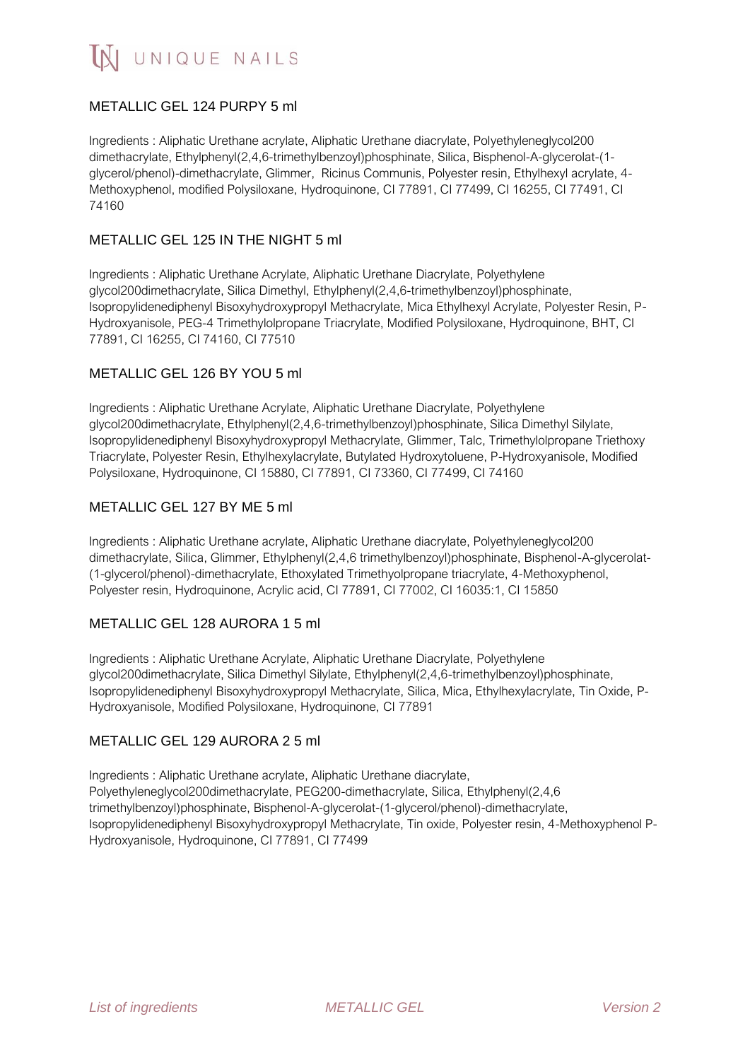## METALLIC GEL 124 PURPY 5 ml

Ingredients : Aliphatic Urethane acrylate, Aliphatic Urethane diacrylate, Polyethyleneglycol200 dimethacrylate, Ethylphenyl(2,4,6-trimethylbenzoyl)phosphinate, Silica, Bisphenol-A-glycerolat-(1-glycerol/phenol)-dimethacrylate, Glimmer, Ricinus Communis, Polyester resin, Ethylhexyl acrylate, 4-Methoxyphenol, modified Polysiloxane, Hydroquinone, CI 77891, CI 77499, CI 16255, CI 77491, CI 74160

## METALLIC GEL 125 IN THE NIGHT 5 ml

Ingredients : Aliphatic Urethane Acrylate, Aliphatic Urethane Diacrylate, Polyethylene glycol200dimethacrylate, Silica Dimethyl, Ethylphenyl(2,4,6-trimethylbenzoyl)phosphinate, Isopropylidenediphenyl Bisoxyhydroxypropyl Methacrylate, Mica Ethylhexyl Acrylate, Polyester Resin, P-Hydroxyanisole, PEG-4 Trimethylolpropane Triacrylate, Modified Polysiloxane, Hydroquinone, BHT, CI 77891, CI 16255, CI 74160, CI 77510

## METALLIC GEL 126 BY YOU 5 ml

Ingredients : Aliphatic Urethane Acrylate, Aliphatic Urethane Diacrylate, Polyethylene glycol200dimethacrylate, Ethylphenyl(2,4,6-trimethylbenzoyl)phosphinate, Silica Dimethyl Silylate, Isopropylidenediphenyl Bisoxyhydroxypropyl Methacrylate, Glimmer, Talc, Trimethylolpropane Triethoxy Triacrylate, Polyester Resin, Ethylhexylacrylate, Butylated Hydroxytoluene, P-Hydroxyanisole, Modified Polysiloxane, Hydroquinone, CI 15880, CI 77891, CI 73360, CI 77499, CI 74160

## METALLIC GEL 127 BY ME 5 ml

Ingredients : Aliphatic Urethane acrylate, Aliphatic Urethane diacrylate, Polyethyleneglycol200 dimethacrylate, Silica, Glimmer, Ethylphenyl(2,4,6 trimethylbenzoyl)phosphinate, Bisphenol-A-glycerolat-(1-glycerol/phenol)-dimethacrylate, Ethoxylated Trimethyolpropane triacrylate, 4-Methoxyphenol, Polyester resin, Hydroquinone, Acrylic acid, CI 77891, CI 77002, CI 16035:1, CI 15850

## METALLIC GEL 128 AURORA 1 5 ml

Ingredients : Aliphatic Urethane Acrylate, Aliphatic Urethane Diacrylate, Polyethylene glycol200dimethacrylate, Silica Dimethyl Silylate, Ethylphenyl(2,4,6-trimethylbenzoyl)phosphinate, Isopropylidenediphenyl Bisoxyhydroxypropyl Methacrylate, Silica, Mica, Ethylhexylacrylate, Tin Oxide, P-Hydroxyanisole, Modified Polysiloxane, Hydroquinone, CI 77891

## METALLIC GEL 129 AURORA 2 5 ml

Ingredients : Aliphatic Urethane acrylate, Aliphatic Urethane diacrylate, Polyethyleneglycol200dimethacrylate, PEG200-dimethacrylate, Silica, Ethylphenyl(2,4,6 trimethylbenzoyl)phosphinate, Bisphenol-A-glycerolat-(1-glycerol/phenol)-dimethacrylate, Isopropylidenediphenyl Bisoxyhydroxypropyl Methacrylate, Tin oxide, Polyester resin, 4-Methoxyphenol P-Hydroxyanisole, Hydroquinone, CI 77891, CI 77499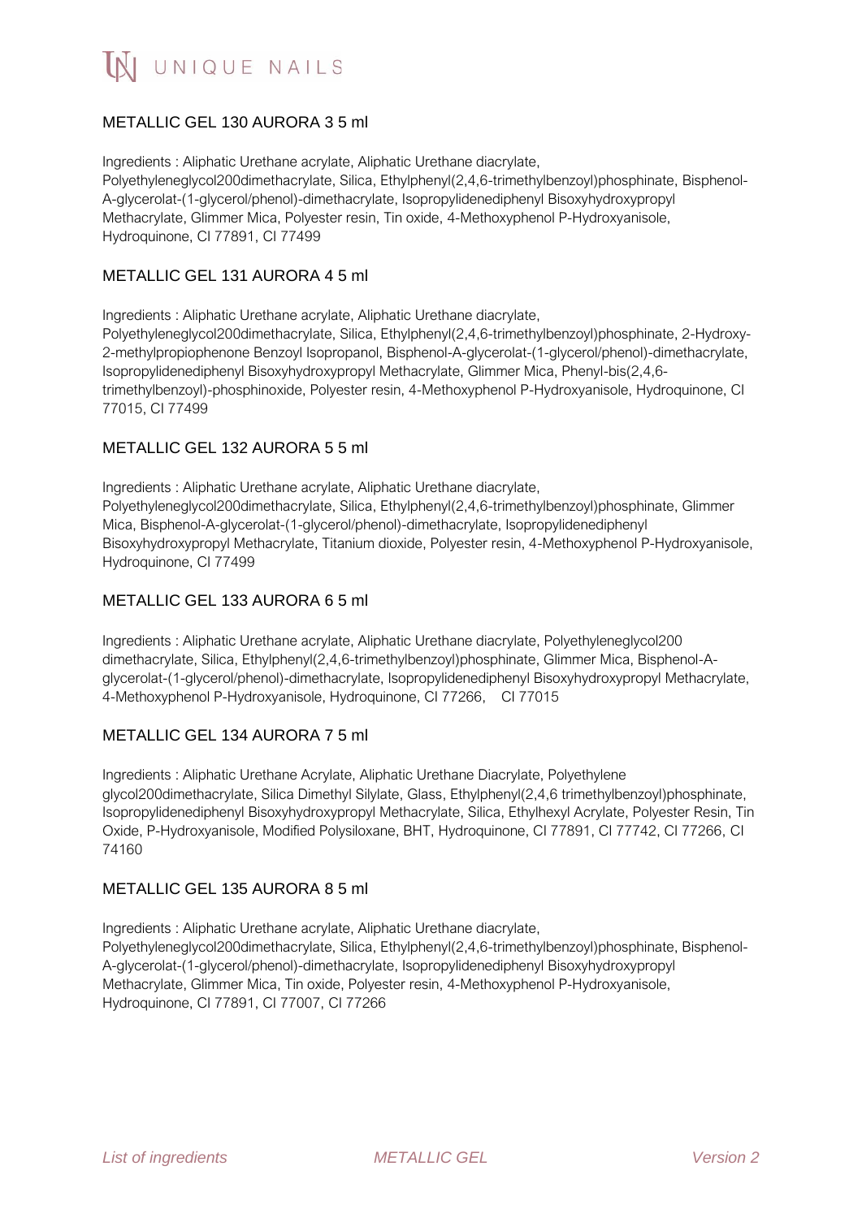## METALLIC GEL 130 AURORA 3 5 ml

Ingredients : Aliphatic Urethane acrylate, Aliphatic Urethane diacrylate, Polyethyleneglycol200dimethacrylate, Silica, Ethylphenyl(2,4,6-trimethylbenzoyl)phosphinate, Bisphenol-A-glycerolat-(1-glycerol/phenol)-dimethacrylate, Isopropylidenediphenyl Bisoxyhydroxypropyl Methacrylate, Glimmer Mica, Polyester resin, Tin oxide, 4-Methoxyphenol P-Hydroxyanisole, Hydroquinone, CI 77891, CI 77499

## METALLIC GEL 131 AURORA 4 5 ml

Ingredients : Aliphatic Urethane acrylate, Aliphatic Urethane diacrylate, Polyethyleneglycol200dimethacrylate, Silica, Ethylphenyl(2,4,6-trimethylbenzoyl)phosphinate, 2-Hydroxy-2-methylpropiophenone Benzoyl Isopropanol, Bisphenol-A-glycerolat-(1-glycerol/phenol)-dimethacrylate, Isopropylidenediphenyl Bisoxyhydroxypropyl Methacrylate, Glimmer Mica, Phenyl-bis(2,4,6-trimethylbenzoyl)-phosphinoxide, Polyester resin, 4-Methoxyphenol P-Hydroxyanisole, Hydroquinone, CI 77015, CI 77499

## METALLIC GEL 132 AURORA 5 5 ml

Ingredients : Aliphatic Urethane acrylate, Aliphatic Urethane diacrylate, Polyethyleneglycol200dimethacrylate, Silica, Ethylphenyl(2,4,6-trimethylbenzoyl)phosphinate, Glimmer Mica, Bisphenol-A-glycerolat-(1-glycerol/phenol)-dimethacrylate, Isopropylidenediphenyl Bisoxyhydroxypropyl Methacrylate, Titanium dioxide, Polyester resin, 4-Methoxyphenol P-Hydroxyanisole, Hydroquinone, CI 77499

## METALLIC GEL 133 AURORA 6 5 ml

Ingredients : Aliphatic Urethane acrylate, Aliphatic Urethane diacrylate, Polyethyleneglycol200 dimethacrylate, Silica, Ethylphenyl(2,4,6-trimethylbenzoyl)phosphinate, Glimmer Mica, Bisphenol-A-glycerolat-(1-glycerol/phenol)-dimethacrylate, Isopropylidenediphenyl Bisoxyhydroxypropyl Methacrylate, 4-Methoxyphenol P-Hydroxyanisole, Hydroquinone, CI 77266, CI 77015

## METALLIC GEL 134 AURORA 7 5 ml

Ingredients : Aliphatic Urethane Acrylate, Aliphatic Urethane Diacrylate, Polyethylene glycol200dimethacrylate, Silica Dimethyl Silylate, Glass, Ethylphenyl(2,4,6 trimethylbenzoyl)phosphinate, Isopropylidenediphenyl Bisoxyhydroxypropyl Methacrylate, Silica, Ethylhexyl Acrylate, Polyester Resin, Tin Oxide, P-Hydroxyanisole, Modified Polysiloxane, BHT, Hydroquinone, CI 77891, CI 77742, CI 77266, CI 74160

## METALLIC GEL 135 AURORA 8 5 ml

Ingredients : Aliphatic Urethane acrylate, Aliphatic Urethane diacrylate, Polyethyleneglycol200dimethacrylate, Silica, Ethylphenyl(2,4,6-trimethylbenzoyl)phosphinate, Bisphenol-A-glycerolat-(1-glycerol/phenol)-dimethacrylate, Isopropylidenediphenyl Bisoxyhydroxypropyl Methacrylate, Glimmer Mica, Tin oxide, Polyester resin, 4-Methoxyphenol P-Hydroxyanisole, Hydroquinone, CI 77891, CI 77007, CI 77266